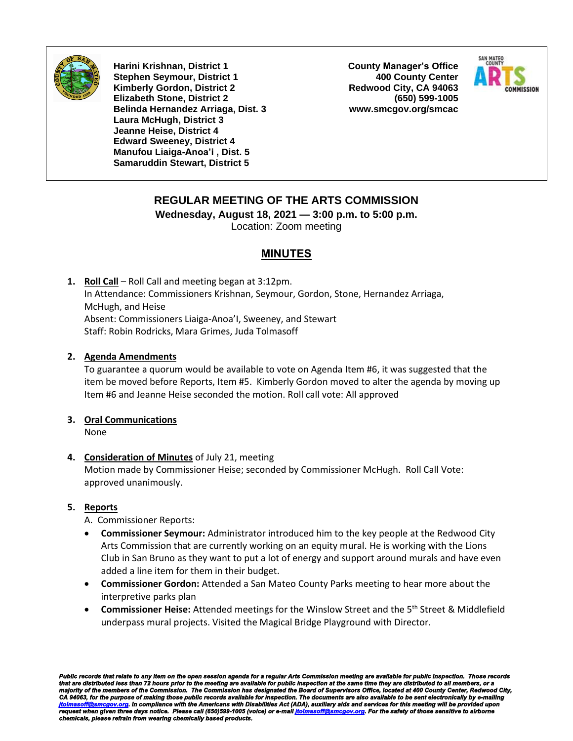Harini Krishnan, District 1
Stephen Seymour, District 1
Kimberly Gordon, District 2
Elizabeth Stone, District 2
Belinda Hernandez Arriaga, Dist. 3
Laura McHugh, District 3
Jeanne Heise, District 4
Edward Sweeney, District 4
Manufou Liaiga-Anoa'i , Dist. 5
Samaruddin Stewart, District 5

County Manager's Office
400 County Center
Redwood City, CA 94063
(650) 599-1005
www.smcgov.org/smcac

# REGULAR MEETING OF THE ARTS COMMISSION

**Wednesday, August 18, 2021 — 3:00 p.m. to 5:00 p.m.**

Location: Zoom meeting

## MINUTES

1. **Roll Call** – Roll Call and meeting began at 3:12pm.
   In Attendance: Commissioners Krishnan, Seymour, Gordon, Stone, Hernandez Arriaga, McHugh, and Heise
   Absent: Commissioners Liaiga-Anoa'I, Sweeney, and Stewart
   Staff: Robin Rodricks, Mara Grimes, Juda Tolmasoff

2. **Agenda Amendments**
   To guarantee a quorum would be available to vote on Agenda Item #6, it was suggested that the item be moved before Reports, Item #5. Kimberly Gordon moved to alter the agenda by moving up Item #6 and Jeanne Heise seconded the motion. Roll call vote: All approved

3. **Oral Communications**
   None

4. **Consideration of Minutes** of July 21, meeting
   Motion made by Commissioner Heise; seconded by Commissioner McHugh. Roll Call Vote: approved unanimously.

5. **Reports**
   A. Commissioner Reports:
   - **Commissioner Seymour:** Administrator introduced him to the key people at the Redwood City Arts Commission that are currently working on an equity mural. He is working with the Lions Club in San Bruno as they want to put a lot of energy and support around murals and have even added a line item for them in their budget.
   - **Commissioner Gordon:** Attended a San Mateo County Parks meeting to hear more about the interpretive parks plan
   - **Commissioner Heise:** Attended meetings for the Winslow Street and the 5th Street & Middlefield underpass mural projects. Visited the Magical Bridge Playground with Director.

*Public records that relate to any item on the open session agenda for a regular Arts Commission meeting are available for public inspection. Those records that are distributed less than 72 hours prior to the meeting are available for public inspection at the same time they are distributed to all members, or a majority of the members of the Commission. The Commission has designated the Board of Supervisors Office, located at 400 County Center, Redwood City, CA 94063, for the purpose of making those public records available for inspection. The documents are also available to be sent electronically by e-mailing jtolmasoff@smcgov.org. In compliance with the Americans with Disabilities Act (ADA), auxiliary aids and services for this meeting will be provided upon request when given three days notice. Please call (650)599-1005 (voice) or e-mail jtolmasoff@smcgov.org. For the safety of those sensitive to airborne chemicals, please refrain from wearing chemically based products.*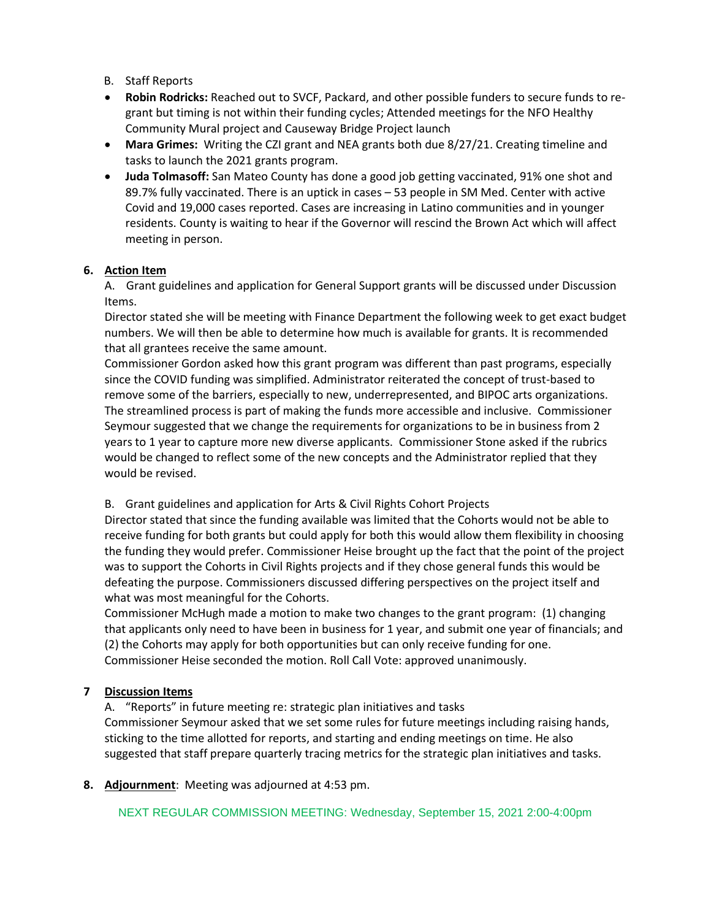B. Staff Reports

- **Robin Rodricks:** Reached out to SVCF, Packard, and other possible funders to secure funds to re-grant but timing is not within their funding cycles; Attended meetings for the NFO Healthy Community Mural project and Causeway Bridge Project launch
- **Mara Grimes:** Writing the CZI grant and NEA grants both due 8/27/21. Creating timeline and tasks to launch the 2021 grants program.
- **Juda Tolmasoff:** San Mateo County has done a good job getting vaccinated, 91% one shot and 89.7% fully vaccinated. There is an uptick in cases – 53 people in SM Med. Center with active Covid and 19,000 cases reported. Cases are increasing in Latino communities and in younger residents. County is waiting to hear if the Governor will rescind the Brown Act which will affect meeting in person.

**6. Action Item**

A. Grant guidelines and application for General Support grants will be discussed under Discussion Items.

Director stated she will be meeting with Finance Department the following week to get exact budget numbers. We will then be able to determine how much is available for grants. It is recommended that all grantees receive the same amount.

Commissioner Gordon asked how this grant program was different than past programs, especially since the COVID funding was simplified. Administrator reiterated the concept of trust-based to remove some of the barriers, especially to new, underrepresented, and BIPOC arts organizations. The streamlined process is part of making the funds more accessible and inclusive. Commissioner Seymour suggested that we change the requirements for organizations to be in business from 2 years to 1 year to capture more new diverse applicants. Commissioner Stone asked if the rubrics would be changed to reflect some of the new concepts and the Administrator replied that they would be revised.

B. Grant guidelines and application for Arts & Civil Rights Cohort Projects

Director stated that since the funding available was limited that the Cohorts would not be able to receive funding for both grants but could apply for both this would allow them flexibility in choosing the funding they would prefer. Commissioner Heise brought up the fact that the point of the project was to support the Cohorts in Civil Rights projects and if they chose general funds this would be defeating the purpose. Commissioners discussed differing perspectives on the project itself and what was most meaningful for the Cohorts.

Commissioner McHugh made a motion to make two changes to the grant program: (1) changing that applicants only need to have been in business for 1 year, and submit one year of financials; and (2) the Cohorts may apply for both opportunities but can only receive funding for one. Commissioner Heise seconded the motion. Roll Call Vote: approved unanimously.

**7 Discussion Items**

A. "Reports" in future meeting re: strategic plan initiatives and tasks

Commissioner Seymour asked that we set some rules for future meetings including raising hands, sticking to the time allotted for reports, and starting and ending meetings on time. He also suggested that staff prepare quarterly tracing metrics for the strategic plan initiatives and tasks.

**8. Adjournment**: Meeting was adjourned at 4:53 pm.

NEXT REGULAR COMMISSION MEETING: Wednesday, September 15, 2021 2:00-4:00pm